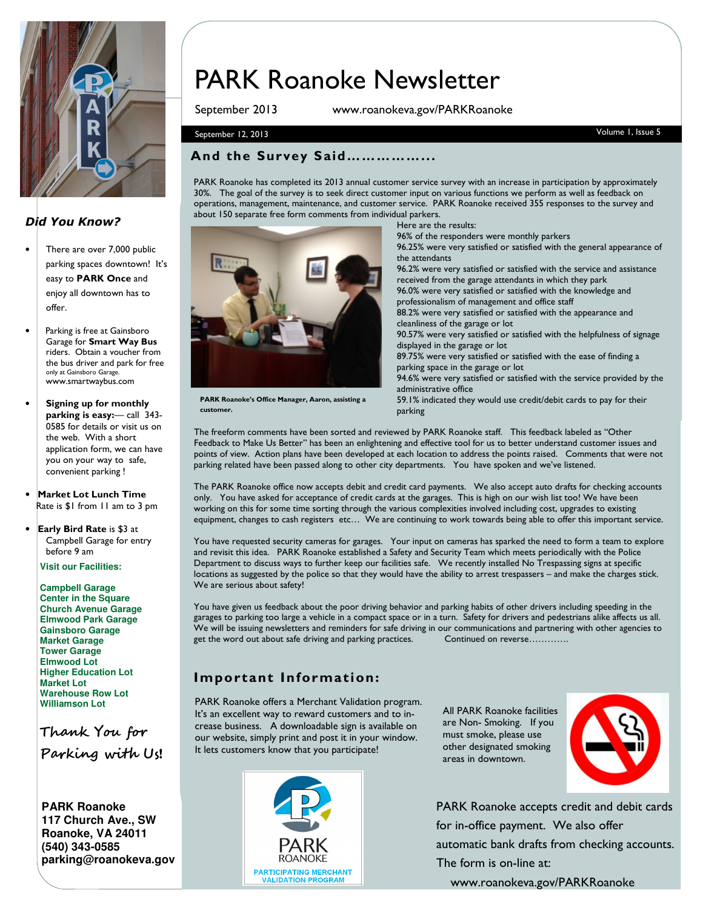# PARK Roanoke Newsletter

September 2013 www.roanokeva.gov/PARKRoanoke

September 12, 2013

## And the Survey Said..................

PARK Roanoke has completed its 2013 annual customer service survey with an increase in participation by approximately 30%. The goal of the survey is to seek direct customer input on various functions we perform as well as feedback on operations, management, maintenance, and customer service. PARK Roanoke received 355 responses to the survey and about 150 separate free form comments from individual parkers.

PARK Roanoke's Office Manager, Aaron, assisting a customer.

Here are the results:

96% of the responders were monthly parkers

96.25% were very satisfied or satisfied with the general appearance of the attendants

96.2% were very satisfied or satisfied with the service and assistance received from the garage attendants in which they park

96.0% were very satisfied or satisfied with the knowledge and professionalism of management and office staff

88.2% were very satisfied or satisfied with the appearance and cleanliness of the garage or lot

90.57% were very satisfied or satisfied with the helpfulness of signage displayed in the garage or lot

89.75% were very satisfied or satisfied with the ease of finding a parking space in the garage or lot

94.6% were very satisfied or satisfied with the service provided by the administrative office

59.1% indicated they would use credit/debit cards to pay for their parking

The freeform comments have been sorted and reviewed by PARK Roanoke staff. This feedback labeled as "Other Feedback to Make Us Better" has been an enlightening and effective tool for us to better understand customer issues and points of view. Action plans have been developed at each location to address the points raised. Comments that were not parking related have been passed along to other city departments. You have spoken and we've listened.

The PARK Roanoke office now accepts debit and credit card payments. We also accept auto drafts for checking accounts only. You have asked for acceptance of credit cards at the garages. This is high on our wish list too! We have been working on this for some time sorting through the various complexities involved including cost, upgrades to existing equipment, changes to cash registers etc… We are continuing to work towards being able to offer this important service.

You have requested security cameras for garages. Your input on cameras has sparked the need to form a team to explore and revisit this idea. PARK Roanoke established a Safety and Security Team which meets periodically with the Police Department to discuss ways to further keep our facilities safe. We recently installed No Trespassing signs at specific locations as suggested by the police so that they would have the ability to arrest trespassers – and make the charges stick. We are serious about safety!

You have given us feedback about the poor driving behavior and parking habits of other drivers including speeding in the garages to parking too large a vehicle in a compact space or in a turn. Safety for drivers and pedestrians alike affects us all. We will be issuing newsletters and reminders for safe driving in our communications and partnering with other agencies to get the word out about safe driving and parking practices. Continued on reverse…………

## Important Information:

PARK Roanoke offers a Merchant Validation program. It's an excellent way to reward customers and to increase business. A downloadable sign is available on our website, simply print and post it in your window. It lets customers know that you participate!

PARK ROANOKE PARTICIPATING MERCHANT VALIDATION PROGRAM

All PARK Roanoke facilities are Non- Smoking. If you must smoke, please use other designated smoking areas in downtown.

PARK Roanoke accepts credit and debit cards for in-office payment. We also offer automatic bank drafts from checking accounts. The form is on-line at: www.roanokeva.gov/PARKRoanoke

### *Did You Know?*

- There are over 7,000 public parking spaces downtown! It's easy to **PARK Once** and enjoy all downtown has to offer.
- Parking is free at Gainsboro Garage for **Smart Way Bus** riders. Obtain a voucher from the bus driver and park for free only at Gainsboro Garage. www.smartwaybus.com
- **Signing up for monthly parking is easy:**— call 343-0585 for details or visit us on the web. With a short application form, we can have you on your way to safe, convenient parking !
- **Market Lot Lunch Time** Rate is $1 from 11 am to 3 pm
- **Early Bird Rate** is $3 at Campbell Garage for entry before 9 am

**Visit our Facilities:**

**Campbell Garage**
**Center in the Square**
**Church Avenue Garage**
**Elmwood Park Garage**
**Gainsboro Garage**
**Market Garage**
**Tower Garage**
**Elmwood Lot**
**Higher Education Lot**
**Market Lot**
**Warehouse Row Lot**
**Williamson Lot**

*Thank You for Parking with Us!*

**PARK Roanoke**
**117 Church Ave., SW**
**Roanoke, VA 24011**
**(540) 343-0585**
**parking@roanokeva.gov**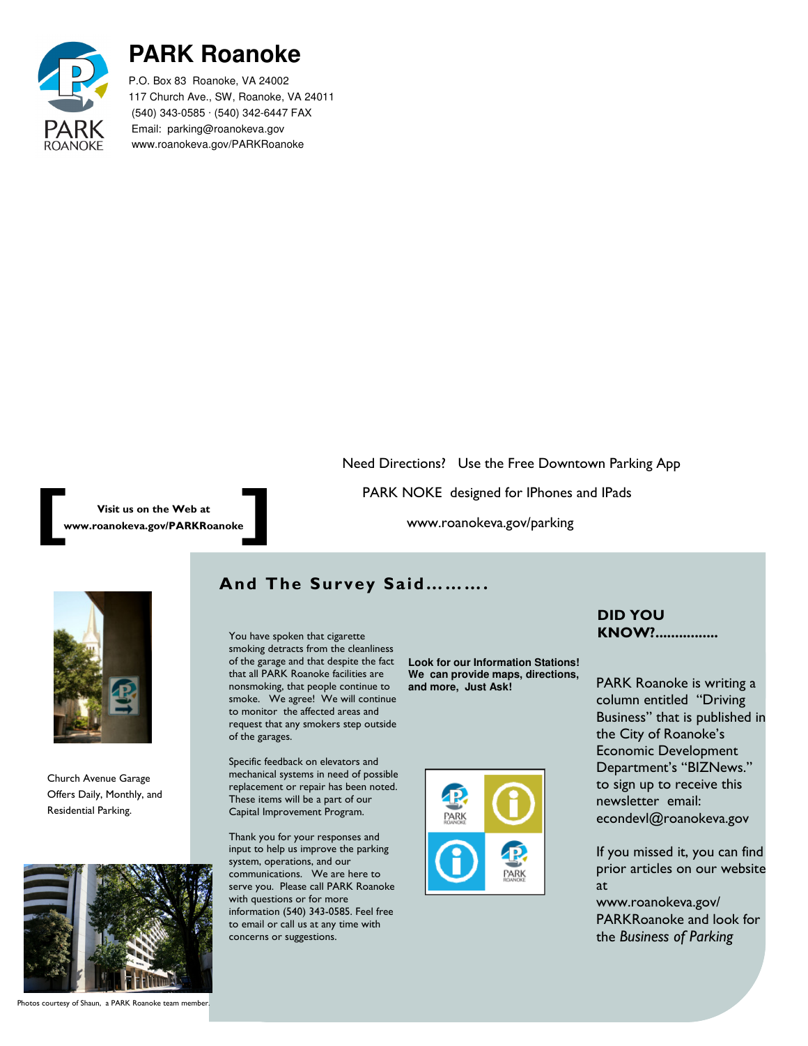# PARK Roanoke

P.O. Box 83 Roanoke, VA 24002
117 Church Ave., SW, Roanoke, VA 24011
(540) 343-0585 · (540) 342-6447 FAX
Email: parking@roanokeva.gov
www.roanokeva.gov/PARKRoanoke

Need Directions? Use the Free Downtown Parking App

PARK NOKE designed for IPhones and IPads

www.roanokeva.gov/parking

**Visit us on the Web at www.roanokeva.gov/PARKRoanoke**

## And The Survey Said……….

You have spoken that cigarette smoking detracts from the cleanliness of the garage and that despite the fact that all PARK Roanoke facilities are nonsmoking, that people continue to smoke. We agree! We will continue to monitor the affected areas and request that any smokers step outside of the garages.

Specific feedback on elevators and mechanical systems in need of possible replacement or repair has been noted. These items will be a part of our Capital Improvement Program.

Thank you for your responses and input to help us improve the parking system, operations, and our communications. We are here to serve you. Please call PARK Roanoke with questions or for more information (540) 343-0585. Feel free to email or call us at any time with concerns or suggestions.

**Look for our Information Stations! We can provide maps, directions, and more, Just Ask!**

## DID YOU KNOW?................

PARK Roanoke is writing a column entitled "Driving Business" that is published in the City of Roanoke's Economic Development Department's "BIZNews." to sign up to receive this newsletter email: econdevl@roanokeva.gov

If you missed it, you can find prior articles on our website at www.roanokeva.gov/PARKRoanoke and look for the *Business of Parking*

Church Avenue Garage Offers Daily, Monthly, and Residential Parking.

Photos courtesy of Shaun, a PARK Roanoke team member.